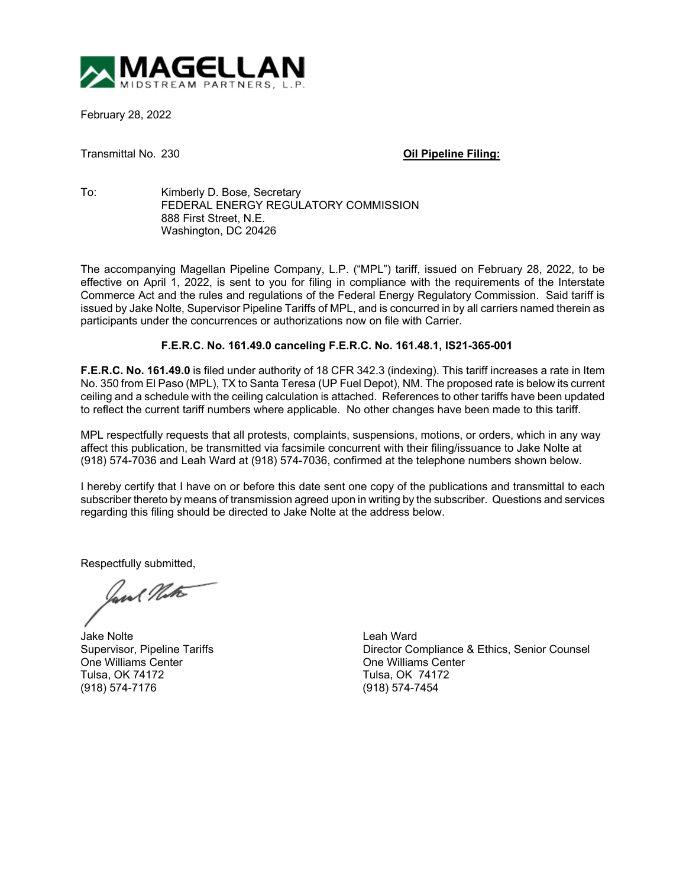MAGELLAN MIDSTREAM PARTNERS, L.P.

February 28, 2022

Transmittal No. 230 **Oil Pipeline Filing:**

To: Kimberly D. Bose, Secretary
FEDERAL ENERGY REGULATORY COMMISSION
888 First Street, N.E.
Washington, DC 20426

The accompanying Magellan Pipeline Company, L.P. ("MPL") tariff, issued on February 28, 2022, to be effective on April 1, 2022, is sent to you for filing in compliance with the requirements of the Interstate Commerce Act and the rules and regulations of the Federal Energy Regulatory Commission. Said tariff is issued by Jake Nolte, Supervisor Pipeline Tariffs of MPL, and is concurred in by all carriers named therein as participants under the concurrences or authorizations now on file with Carrier.

**F.E.R.C. No. 161.49.0 canceling F.E.R.C. No. 161.48.1, IS21-365-001**

**F.E.R.C. No. 161.49.0** is filed under authority of 18 CFR 342.3 (indexing). This tariff increases a rate in Item No. 350 from El Paso (MPL), TX to Santa Teresa (UP Fuel Depot), NM. The proposed rate is below its current ceiling and a schedule with the ceiling calculation is attached. References to other tariffs have been updated to reflect the current tariff numbers where applicable. No other changes have been made to this tariff.

MPL respectfully requests that all protests, complaints, suspensions, motions, or orders, which in any way affect this publication, be transmitted via facsimile concurrent with their filing/issuance to Jake Nolte at (918) 574-7036 and Leah Ward at (918) 574-7036, confirmed at the telephone numbers shown below.

I hereby certify that I have on or before this date sent one copy of the publications and transmittal to each subscriber thereto by means of transmission agreed upon in writing by the subscriber. Questions and services regarding this filing should be directed to Jake Nolte at the address below.

Respectfully submitted,

Jake Nolte
Supervisor, Pipeline Tariffs
One Williams Center
Tulsa, OK 74172
(918) 574-7176

Leah Ward
Director Compliance & Ethics, Senior Counsel
One Williams Center
Tulsa, OK 74172
(918) 574-7454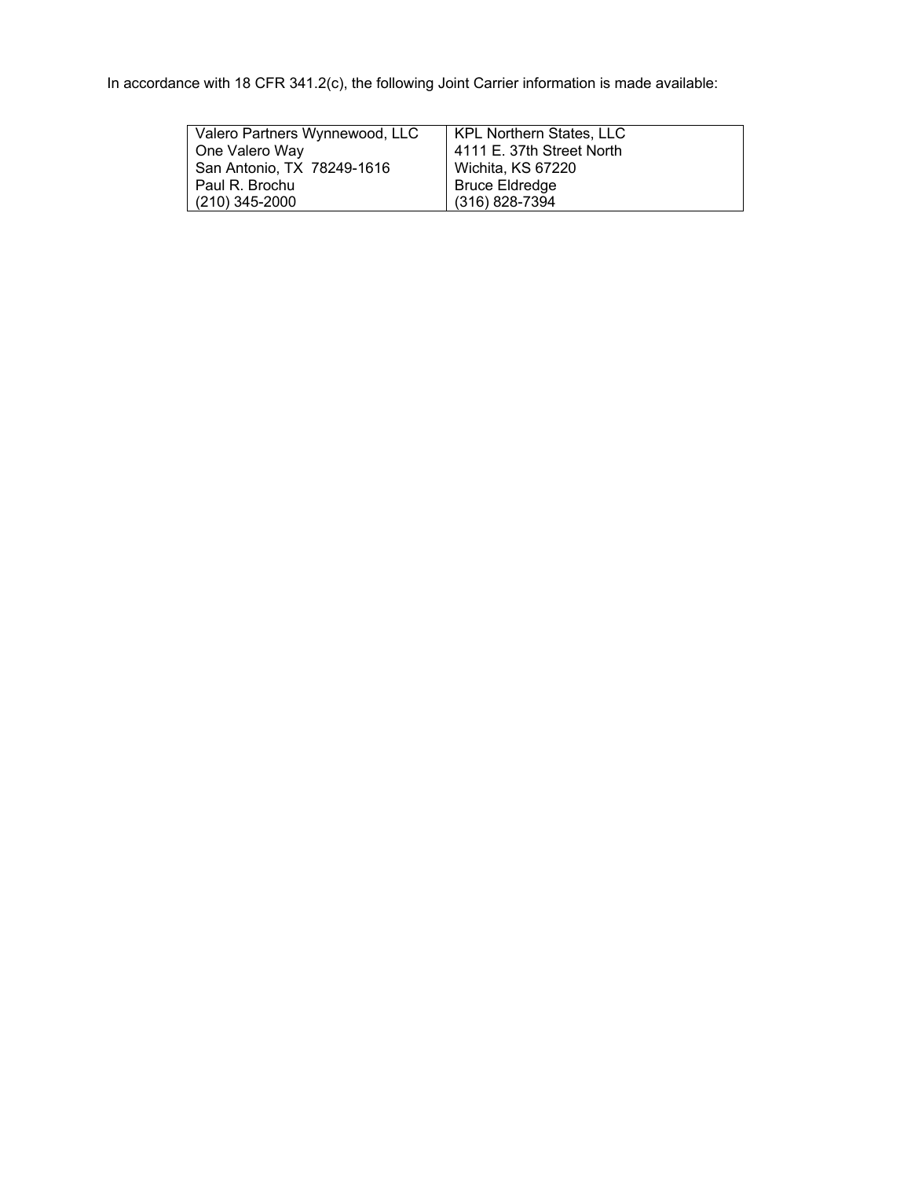In accordance with 18 CFR 341.2(c), the following Joint Carrier information is made available:

| Valero Partners Wynnewood, LLC<br>One Valero Way<br>San Antonio, TX  78249-1616<br>Paul R. Brochu<br>(210) 345-2000 | KPL Northern States, LLC<br>4111 E. 37th Street North<br>Wichita, KS 67220<br>Bruce Eldredge<br>(316) 828-7394 |
|---|---|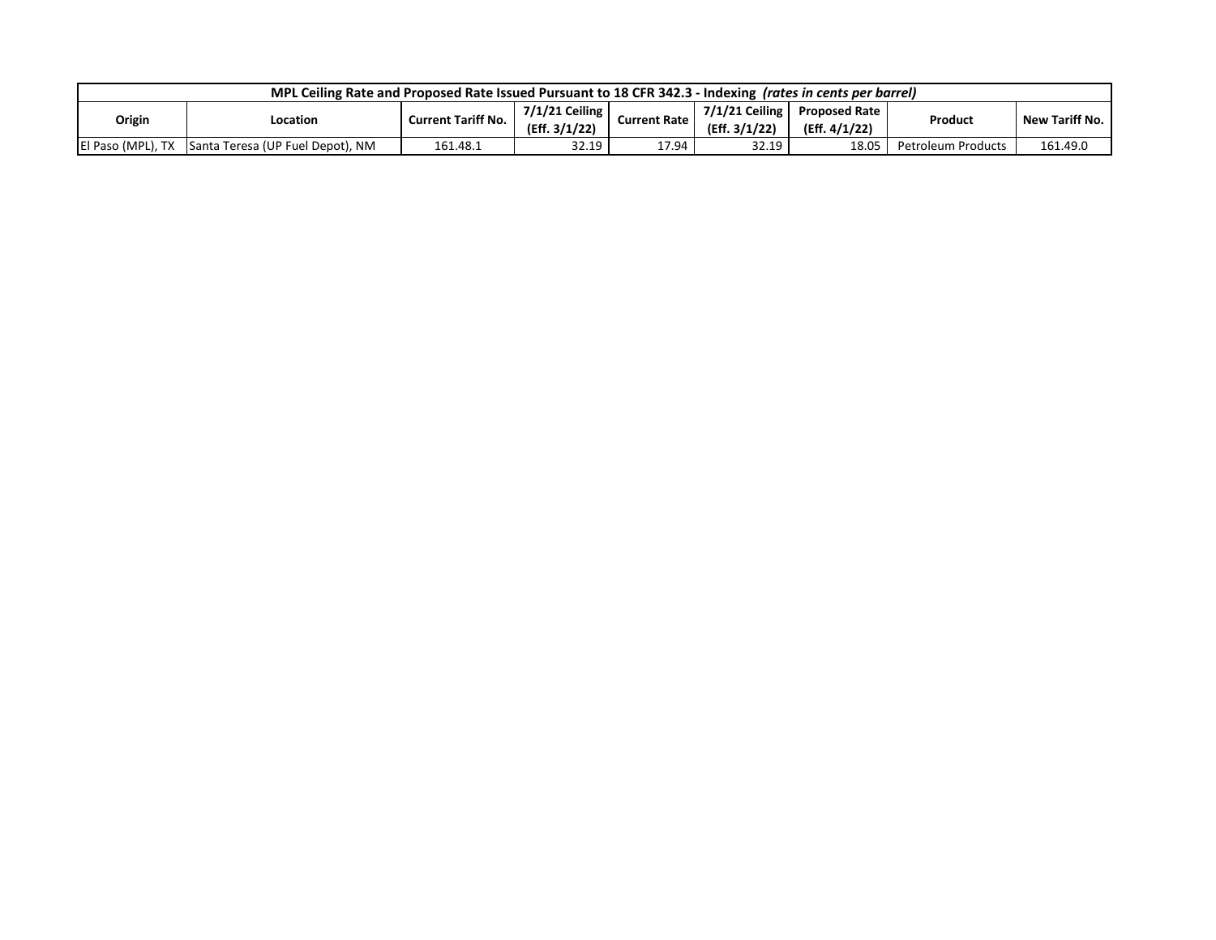| MPL Ceiling Rate and Proposed Rate Issued Pursuant to 18 CFR 342.3 - Indexing *(rates in cents per barrel)* | | | | | | | | |
|---|---|---|---|---|---|---|---|---|
| **Origin** | **Location** | **Current Tariff No.** | **7/1/21 Ceiling (Eff. 3/1/22)** | **Current Rate** | **7/1/21 Ceiling (Eff. 3/1/22)** | **Proposed Rate (Eff. 4/1/22)** | **Product** | **New Tariff No.** |
| El Paso (MPL), TX | Santa Teresa (UP Fuel Depot), NM | 161.48.1 | 32.19 | 17.94 | 32.19 | 18.05 | Petroleum Products | 161.49.0 |